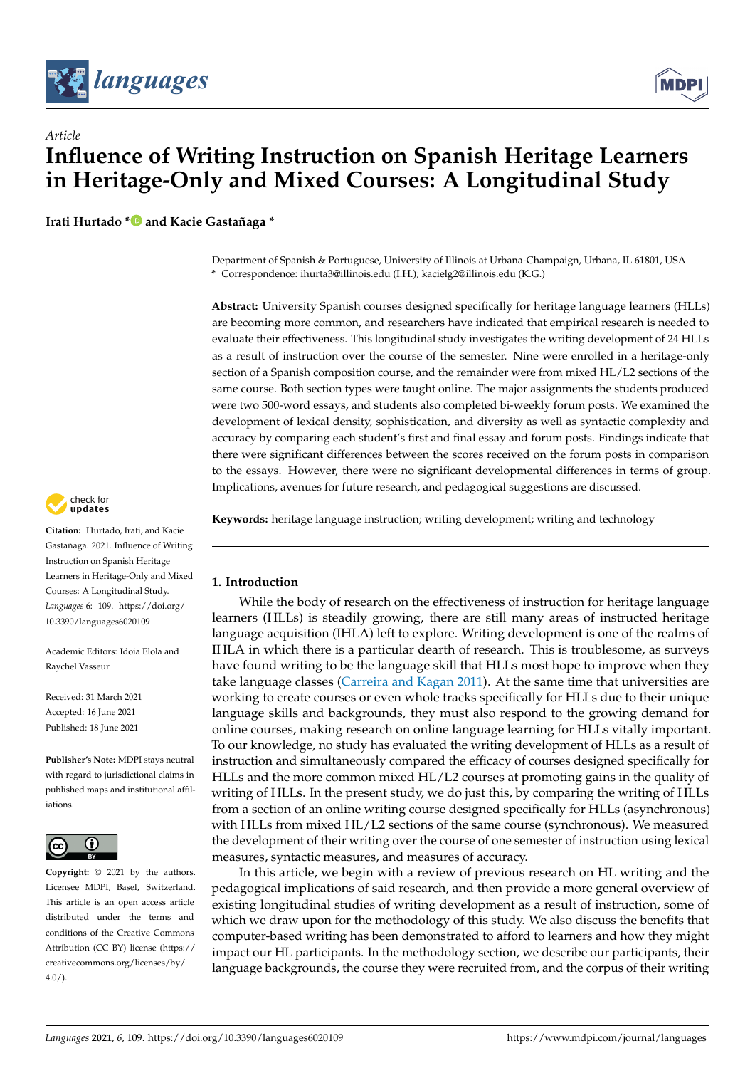Article

# Influence of Writing Instruction on Spanish Heritage Learners in Heritage-Only and Mixed Courses: A Longitudinal Study

**Irati Hurtado * and Kacie Gastañaga ***

Department of Spanish & Portuguese, University of Illinois at Urbana-Champaign, Urbana, IL 61801, USA
* Correspondence: ihurta3@illinois.edu (I.H.); kacielg2@illinois.edu (K.G.)

**Abstract:** University Spanish courses designed specifically for heritage language learners (HLLs) are becoming more common, and researchers have indicated that empirical research is needed to evaluate their effectiveness. This longitudinal study investigates the writing development of 24 HLLs as a result of instruction over the course of the semester. Nine were enrolled in a heritage-only section of a Spanish composition course, and the remainder were from mixed HL/L2 sections of the same course. Both section types were taught online. The major assignments the students produced were two 500-word essays, and students also completed bi-weekly forum posts. We examined the development of lexical density, sophistication, and diversity as well as syntactic complexity and accuracy by comparing each student's first and final essay and forum posts. Findings indicate that there were significant differences between the scores received on the forum posts in comparison to the essays. However, there were no significant developmental differences in terms of group. Implications, avenues for future research, and pedagogical suggestions are discussed.

**Keywords:** heritage language instruction; writing development; writing and technology

**Citation:** Hurtado, Irati, and Kacie Gastañaga. 2021. Influence of Writing Instruction on Spanish Heritage Learners in Heritage-Only and Mixed Courses: A Longitudinal Study. *Languages* 6: 109. https://doi.org/10.3390/languages6020109

Academic Editors: Idoia Elola and Raychel Vasseur

Received: 31 March 2021
Accepted: 16 June 2021
Published: 18 June 2021

**Publisher's Note:** MDPI stays neutral with regard to jurisdictional claims in published maps and institutional affiliations.

**Copyright:** © 2021 by the authors. Licensee MDPI, Basel, Switzerland. This article is an open access article distributed under the terms and conditions of the Creative Commons Attribution (CC BY) license (https://creativecommons.org/licenses/by/4.0/).

## 1. Introduction

While the body of research on the effectiveness of instruction for heritage language learners (HLLs) is steadily growing, there are still many areas of instructed heritage language acquisition (IHLA) left to explore. Writing development is one of the realms of IHLA in which there is a particular dearth of research. This is troublesome, as surveys have found writing to be the language skill that HLLs most hope to improve when they take language classes (Carreira and Kagan 2011). At the same time that universities are working to create courses or even whole tracks specifically for HLLs due to their unique language skills and backgrounds, they must also respond to the growing demand for online courses, making research on online language learning for HLLs vitally important. To our knowledge, no study has evaluated the writing development of HLLs as a result of instruction and simultaneously compared the efficacy of courses designed specifically for HLLs and the more common mixed HL/L2 courses at promoting gains in the quality of writing of HLLs. In the present study, we do just this, by comparing the writing of HLLs from a section of an online writing course designed specifically for HLLs (asynchronous) with HLLs from mixed HL/L2 sections of the same course (synchronous). We measured the development of their writing over the course of one semester of instruction using lexical measures, syntactic measures, and measures of accuracy.

In this article, we begin with a review of previous research on HL writing and the pedagogical implications of said research, and then provide a more general overview of existing longitudinal studies of writing development as a result of instruction, some of which we draw upon for the methodology of this study. We also discuss the benefits that computer-based writing has been demonstrated to afford to learners and how they might impact our HL participants. In the methodology section, we describe our participants, their language backgrounds, the course they were recruited from, and the corpus of their writing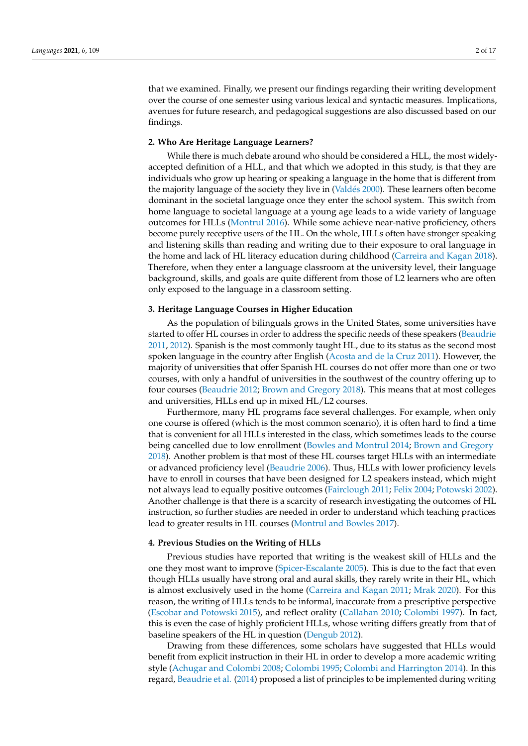that we examined. Finally, we present our findings regarding their writing development over the course of one semester using various lexical and syntactic measures. Implications, avenues for future research, and pedagogical suggestions are also discussed based on our findings.

## 2. Who Are Heritage Language Learners?

While there is much debate around who should be considered a HLL, the most widely-accepted definition of a HLL, and that which we adopted in this study, is that they are individuals who grow up hearing or speaking a language in the home that is different from the majority language of the society they live in (Valdés 2000). These learners often become dominant in the societal language once they enter the school system. This switch from home language to societal language at a young age leads to a wide variety of language outcomes for HLLs (Montrul 2016). While some achieve near-native proficiency, others become purely receptive users of the HL. On the whole, HLLs often have stronger speaking and listening skills than reading and writing due to their exposure to oral language in the home and lack of HL literacy education during childhood (Carreira and Kagan 2018). Therefore, when they enter a language classroom at the university level, their language background, skills, and goals are quite different from those of L2 learners who are often only exposed to the language in a classroom setting.

## 3. Heritage Language Courses in Higher Education

As the population of bilinguals grows in the United States, some universities have started to offer HL courses in order to address the specific needs of these speakers (Beaudrie 2011, 2012). Spanish is the most commonly taught HL, due to its status as the second most spoken language in the country after English (Acosta and de la Cruz 2011). However, the majority of universities that offer Spanish HL courses do not offer more than one or two courses, with only a handful of universities in the southwest of the country offering up to four courses (Beaudrie 2012; Brown and Gregory 2018). This means that at most colleges and universities, HLLs end up in mixed HL/L2 courses.

Furthermore, many HL programs face several challenges. For example, when only one course is offered (which is the most common scenario), it is often hard to find a time that is convenient for all HLLs interested in the class, which sometimes leads to the course being cancelled due to low enrollment (Bowles and Montrul 2014; Brown and Gregory 2018). Another problem is that most of these HL courses target HLLs with an intermediate or advanced proficiency level (Beaudrie 2006). Thus, HLLs with lower proficiency levels have to enroll in courses that have been designed for L2 speakers instead, which might not always lead to equally positive outcomes (Fairclough 2011; Felix 2004; Potowski 2002). Another challenge is that there is a scarcity of research investigating the outcomes of HL instruction, so further studies are needed in order to understand which teaching practices lead to greater results in HL courses (Montrul and Bowles 2017).

## 4. Previous Studies on the Writing of HLLs

Previous studies have reported that writing is the weakest skill of HLLs and the one they most want to improve (Spicer-Escalante 2005). This is due to the fact that even though HLLs usually have strong oral and aural skills, they rarely write in their HL, which is almost exclusively used in the home (Carreira and Kagan 2011; Mrak 2020). For this reason, the writing of HLLs tends to be informal, inaccurate from a prescriptive perspective (Escobar and Potowski 2015), and reflect orality (Callahan 2010; Colombi 1997). In fact, this is even the case of highly proficient HLLs, whose writing differs greatly from that of baseline speakers of the HL in question (Dengub 2012).

Drawing from these differences, some scholars have suggested that HLLs would benefit from explicit instruction in their HL in order to develop a more academic writing style (Achugar and Colombi 2008; Colombi 1995; Colombi and Harrington 2014). In this regard, Beaudrie et al. (2014) proposed a list of principles to be implemented during writing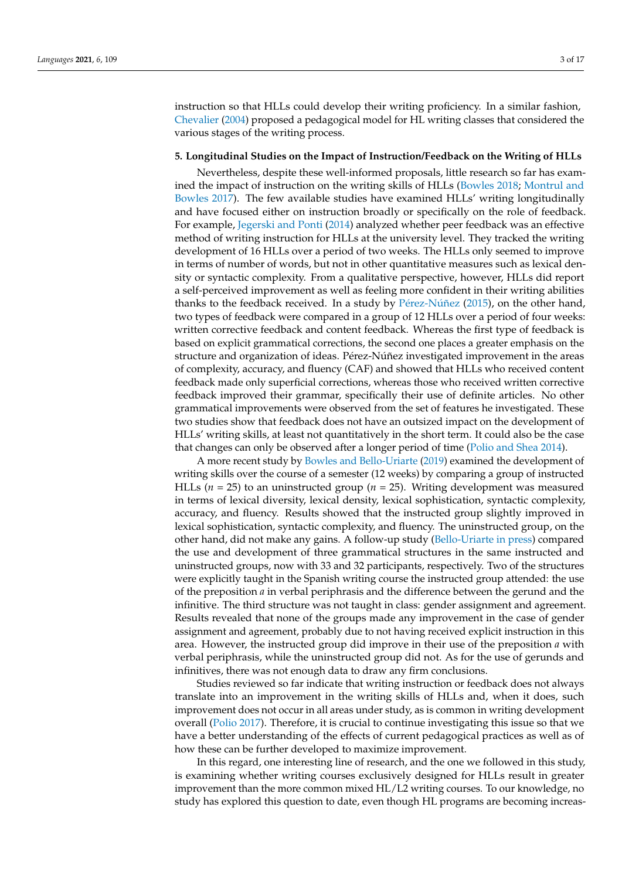instruction so that HLLs could develop their writing proficiency. In a similar fashion, Chevalier (2004) proposed a pedagogical model for HL writing classes that considered the various stages of the writing process.

## 5. Longitudinal Studies on the Impact of Instruction/Feedback on the Writing of HLLs

Nevertheless, despite these well-informed proposals, little research so far has examined the impact of instruction on the writing skills of HLLs (Bowles 2018; Montrul and Bowles 2017). The few available studies have examined HLLs' writing longitudinally and have focused either on instruction broadly or specifically on the role of feedback. For example, Jegerski and Ponti (2014) analyzed whether peer feedback was an effective method of writing instruction for HLLs at the university level. They tracked the writing development of 16 HLLs over a period of two weeks. The HLLs only seemed to improve in terms of number of words, but not in other quantitative measures such as lexical density or syntactic complexity. From a qualitative perspective, however, HLLs did report a self-perceived improvement as well as feeling more confident in their writing abilities thanks to the feedback received. In a study by Pérez-Núñez (2015), on the other hand, two types of feedback were compared in a group of 12 HLLs over a period of four weeks: written corrective feedback and content feedback. Whereas the first type of feedback is based on explicit grammatical corrections, the second one places a greater emphasis on the structure and organization of ideas. Pérez-Núñez investigated improvement in the areas of complexity, accuracy, and fluency (CAF) and showed that HLLs who received content feedback made only superficial corrections, whereas those who received written corrective feedback improved their grammar, specifically their use of definite articles. No other grammatical improvements were observed from the set of features he investigated. These two studies show that feedback does not have an outsized impact on the development of HLLs' writing skills, at least not quantitatively in the short term. It could also be the case that changes can only be observed after a longer period of time (Polio and Shea 2014).

A more recent study by Bowles and Bello-Uriarte (2019) examined the development of writing skills over the course of a semester (12 weeks) by comparing a group of instructed HLLs ($n$ = 25) to an uninstructed group ($n$ = 25). Writing development was measured in terms of lexical diversity, lexical density, lexical sophistication, syntactic complexity, accuracy, and fluency. Results showed that the instructed group slightly improved in lexical sophistication, syntactic complexity, and fluency. The uninstructed group, on the other hand, did not make any gains. A follow-up study (Bello-Uriarte in press) compared the use and development of three grammatical structures in the same instructed and uninstructed groups, now with 33 and 32 participants, respectively. Two of the structures were explicitly taught in the Spanish writing course the instructed group attended: the use of the preposition *a* in verbal periphrasis and the difference between the gerund and the infinitive. The third structure was not taught in class: gender assignment and agreement. Results revealed that none of the groups made any improvement in the case of gender assignment and agreement, probably due to not having received explicit instruction in this area. However, the instructed group did improve in their use of the preposition *a* with verbal periphrasis, while the uninstructed group did not. As for the use of gerunds and infinitives, there was not enough data to draw any firm conclusions.

Studies reviewed so far indicate that writing instruction or feedback does not always translate into an improvement in the writing skills of HLLs and, when it does, such improvement does not occur in all areas under study, as is common in writing development overall (Polio 2017). Therefore, it is crucial to continue investigating this issue so that we have a better understanding of the effects of current pedagogical practices as well as of how these can be further developed to maximize improvement.

In this regard, one interesting line of research, and the one we followed in this study, is examining whether writing courses exclusively designed for HLLs result in greater improvement than the more common mixed HL/L2 writing courses. To our knowledge, no study has explored this question to date, even though HL programs are becoming increas-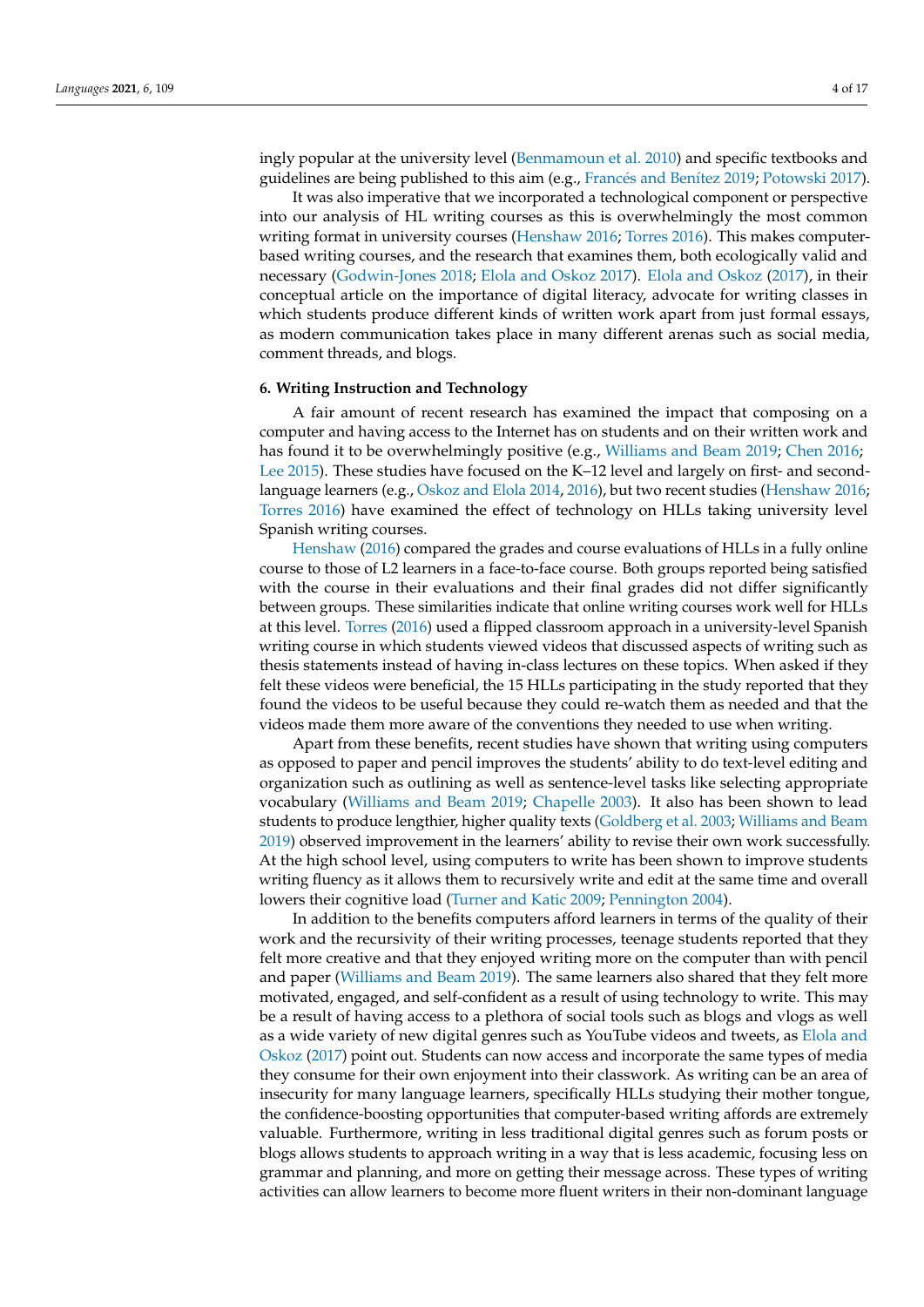ingly popular at the university level (Benmamoun et al. 2010) and specific textbooks and guidelines are being published to this aim (e.g., Francés and Benítez 2019; Potowski 2017).

It was also imperative that we incorporated a technological component or perspective into our analysis of HL writing courses as this is overwhelmingly the most common writing format in university courses (Henshaw 2016; Torres 2016). This makes computer-based writing courses, and the research that examines them, both ecologically valid and necessary (Godwin-Jones 2018; Elola and Oskoz 2017). Elola and Oskoz (2017), in their conceptual article on the importance of digital literacy, advocate for writing classes in which students produce different kinds of written work apart from just formal essays, as modern communication takes place in many different arenas such as social media, comment threads, and blogs.

## 6. Writing Instruction and Technology

A fair amount of recent research has examined the impact that composing on a computer and having access to the Internet has on students and on their written work and has found it to be overwhelmingly positive (e.g., Williams and Beam 2019; Chen 2016; Lee 2015). These studies have focused on the K–12 level and largely on first- and second-language learners (e.g., Oskoz and Elola 2014, 2016), but two recent studies (Henshaw 2016; Torres 2016) have examined the effect of technology on HLLs taking university level Spanish writing courses.

Henshaw (2016) compared the grades and course evaluations of HLLs in a fully online course to those of L2 learners in a face-to-face course. Both groups reported being satisfied with the course in their evaluations and their final grades did not differ significantly between groups. These similarities indicate that online writing courses work well for HLLs at this level. Torres (2016) used a flipped classroom approach in a university-level Spanish writing course in which students viewed videos that discussed aspects of writing such as thesis statements instead of having in-class lectures on these topics. When asked if they felt these videos were beneficial, the 15 HLLs participating in the study reported that they found the videos to be useful because they could re-watch them as needed and that the videos made them more aware of the conventions they needed to use when writing.

Apart from these benefits, recent studies have shown that writing using computers as opposed to paper and pencil improves the students' ability to do text-level editing and organization such as outlining as well as sentence-level tasks like selecting appropriate vocabulary (Williams and Beam 2019; Chapelle 2003). It also has been shown to lead students to produce lengthier, higher quality texts (Goldberg et al. 2003; Williams and Beam 2019) observed improvement in the learners' ability to revise their own work successfully. At the high school level, using computers to write has been shown to improve students writing fluency as it allows them to recursively write and edit at the same time and overall lowers their cognitive load (Turner and Katic 2009; Pennington 2004).

In addition to the benefits computers afford learners in terms of the quality of their work and the recursivity of their writing processes, teenage students reported that they felt more creative and that they enjoyed writing more on the computer than with pencil and paper (Williams and Beam 2019). The same learners also shared that they felt more motivated, engaged, and self-confident as a result of using technology to write. This may be a result of having access to a plethora of social tools such as blogs and vlogs as well as a wide variety of new digital genres such as YouTube videos and tweets, as Elola and Oskoz (2017) point out. Students can now access and incorporate the same types of media they consume for their own enjoyment into their classwork. As writing can be an area of insecurity for many language learners, specifically HLLs studying their mother tongue, the confidence-boosting opportunities that computer-based writing affords are extremely valuable. Furthermore, writing in less traditional digital genres such as forum posts or blogs allows students to approach writing in a way that is less academic, focusing less on grammar and planning, and more on getting their message across. These types of writing activities can allow learners to become more fluent writers in their non-dominant language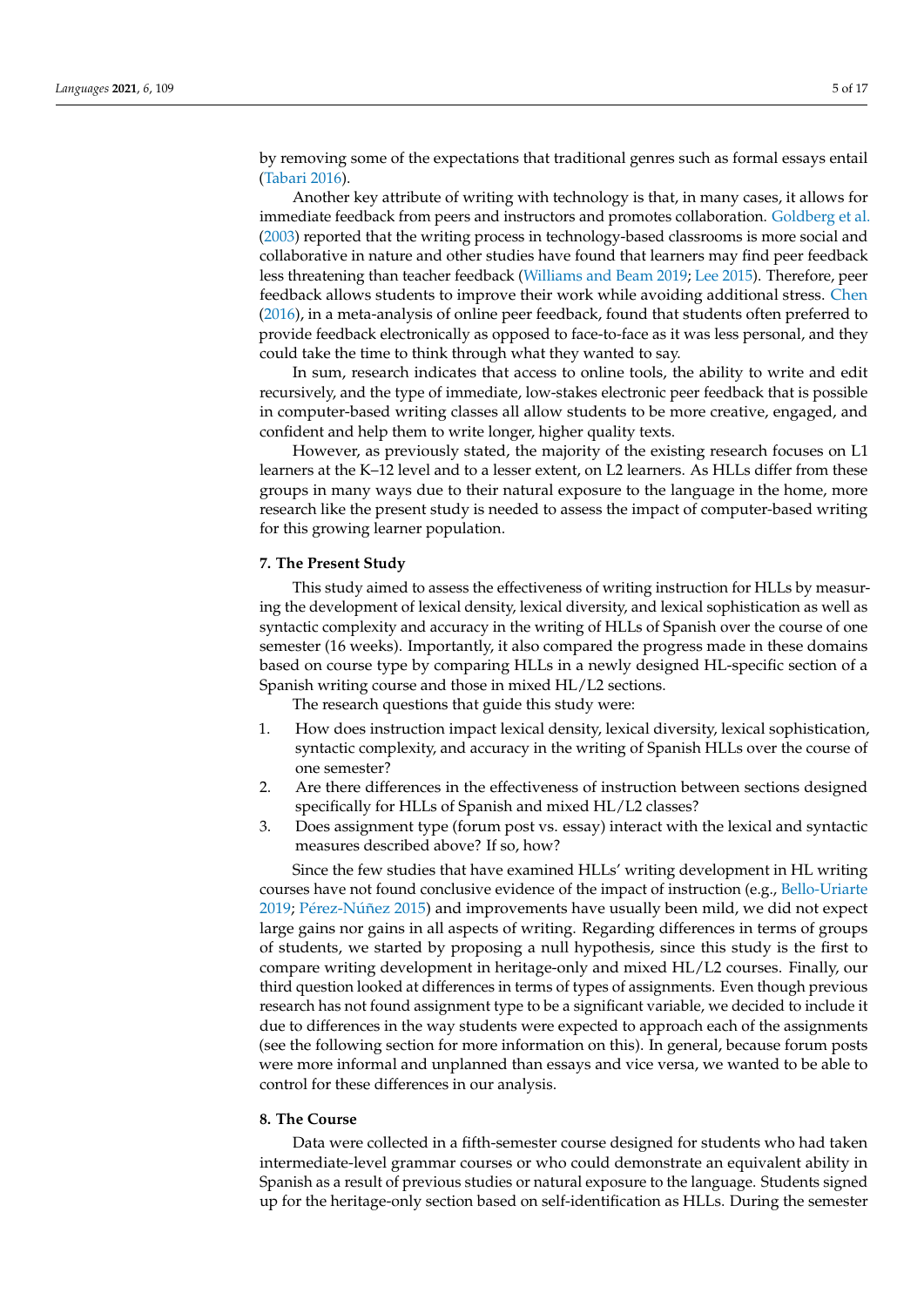by removing some of the expectations that traditional genres such as formal essays entail (Tabari 2016).

Another key attribute of writing with technology is that, in many cases, it allows for immediate feedback from peers and instructors and promotes collaboration. Goldberg et al. (2003) reported that the writing process in technology-based classrooms is more social and collaborative in nature and other studies have found that learners may find peer feedback less threatening than teacher feedback (Williams and Beam 2019; Lee 2015). Therefore, peer feedback allows students to improve their work while avoiding additional stress. Chen (2016), in a meta-analysis of online peer feedback, found that students often preferred to provide feedback electronically as opposed to face-to-face as it was less personal, and they could take the time to think through what they wanted to say.

In sum, research indicates that access to online tools, the ability to write and edit recursively, and the type of immediate, low-stakes electronic peer feedback that is possible in computer-based writing classes all allow students to be more creative, engaged, and confident and help them to write longer, higher quality texts.

However, as previously stated, the majority of the existing research focuses on L1 learners at the K–12 level and to a lesser extent, on L2 learners. As HLLs differ from these groups in many ways due to their natural exposure to the language in the home, more research like the present study is needed to assess the impact of computer-based writing for this growing learner population.

## 7. The Present Study

This study aimed to assess the effectiveness of writing instruction for HLLs by measuring the development of lexical density, lexical diversity, and lexical sophistication as well as syntactic complexity and accuracy in the writing of HLLs of Spanish over the course of one semester (16 weeks). Importantly, it also compared the progress made in these domains based on course type by comparing HLLs in a newly designed HL-specific section of a Spanish writing course and those in mixed HL/L2 sections.

The research questions that guide this study were:

1. How does instruction impact lexical density, lexical diversity, lexical sophistication, syntactic complexity, and accuracy in the writing of Spanish HLLs over the course of one semester?
2. Are there differences in the effectiveness of instruction between sections designed specifically for HLLs of Spanish and mixed HL/L2 classes?
3. Does assignment type (forum post vs. essay) interact with the lexical and syntactic measures described above? If so, how?

Since the few studies that have examined HLLs' writing development in HL writing courses have not found conclusive evidence of the impact of instruction (e.g., Bello-Uriarte 2019; Pérez-Núñez 2015) and improvements have usually been mild, we did not expect large gains nor gains in all aspects of writing. Regarding differences in terms of groups of students, we started by proposing a null hypothesis, since this study is the first to compare writing development in heritage-only and mixed HL/L2 courses. Finally, our third question looked at differences in terms of types of assignments. Even though previous research has not found assignment type to be a significant variable, we decided to include it due to differences in the way students were expected to approach each of the assignments (see the following section for more information on this). In general, because forum posts were more informal and unplanned than essays and vice versa, we wanted to be able to control for these differences in our analysis.

## 8. The Course

Data were collected in a fifth-semester course designed for students who had taken intermediate-level grammar courses or who could demonstrate an equivalent ability in Spanish as a result of previous studies or natural exposure to the language. Students signed up for the heritage-only section based on self-identification as HLLs. During the semester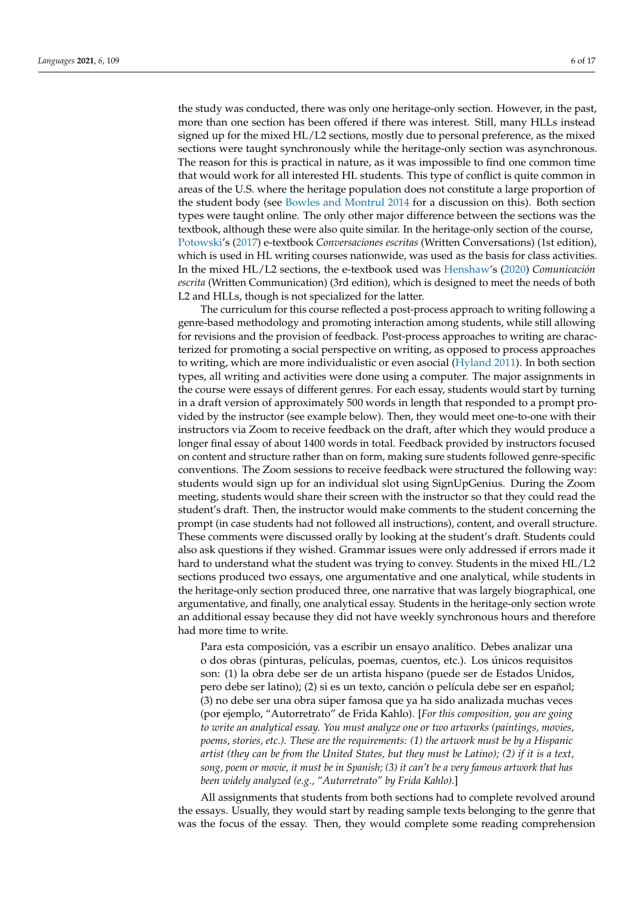the study was conducted, there was only one heritage-only section. However, in the past, more than one section has been offered if there was interest. Still, many HLLs instead signed up for the mixed HL/L2 sections, mostly due to personal preference, as the mixed sections were taught synchronously while the heritage-only section was asynchronous. The reason for this is practical in nature, as it was impossible to find one common time that would work for all interested HL students. This type of conflict is quite common in areas of the U.S. where the heritage population does not constitute a large proportion of the student body (see Bowles and Montrul 2014 for a discussion on this). Both section types were taught online. The only other major difference between the sections was the textbook, although these were also quite similar. In the heritage-only section of the course, Potowski's (2017) e-textbook *Conversaciones escritas* (Written Conversations) (1st edition), which is used in HL writing courses nationwide, was used as the basis for class activities. In the mixed HL/L2 sections, the e-textbook used was Henshaw's (2020) *Comunicación escrita* (Written Communication) (3rd edition), which is designed to meet the needs of both L2 and HLLs, though is not specialized for the latter.

The curriculum for this course reflected a post-process approach to writing following a genre-based methodology and promoting interaction among students, while still allowing for revisions and the provision of feedback. Post-process approaches to writing are characterized for promoting a social perspective on writing, as opposed to process approaches to writing, which are more individualistic or even asocial (Hyland 2011). In both section types, all writing and activities were done using a computer. The major assignments in the course were essays of different genres. For each essay, students would start by turning in a draft version of approximately 500 words in length that responded to a prompt provided by the instructor (see example below). Then, they would meet one-to-one with their instructors via Zoom to receive feedback on the draft, after which they would produce a longer final essay of about 1400 words in total. Feedback provided by instructors focused on content and structure rather than on form, making sure students followed genre-specific conventions. The Zoom sessions to receive feedback were structured the following way: students would sign up for an individual slot using SignUpGenius. During the Zoom meeting, students would share their screen with the instructor so that they could read the student's draft. Then, the instructor would make comments to the student concerning the prompt (in case students had not followed all instructions), content, and overall structure. These comments were discussed orally by looking at the student's draft. Students could also ask questions if they wished. Grammar issues were only addressed if errors made it hard to understand what the student was trying to convey. Students in the mixed HL/L2 sections produced two essays, one argumentative and one analytical, while students in the heritage-only section produced three, one narrative that was largely biographical, one argumentative, and finally, one analytical essay. Students in the heritage-only section wrote an additional essay because they did not have weekly synchronous hours and therefore had more time to write.

> Para esta composición, vas a escribir un ensayo analítico. Debes analizar una o dos obras (pinturas, películas, poemas, cuentos, etc.). Los únicos requisitos son: (1) la obra debe ser de un artista hispano (puede ser de Estados Unidos, pero debe ser latino); (2) si es un texto, canción o película debe ser en español; (3) no debe ser una obra súper famosa que ya ha sido analizada muchas veces (por ejemplo, "Autorretrato" de Frida Kahlo). [*For this composition, you are going to write an analytical essay. You must analyze one or two artworks (paintings, movies, poems, stories, etc.). These are the requirements: (1) the artwork must be by a Hispanic artist (they can be from the United States, but they must be Latino); (2) if it is a text, song, poem or movie, it must be in Spanish; (3) it can't be a very famous artwork that has been widely analyzed (e.g., "Autorretrato" by Frida Kahlo).*]

All assignments that students from both sections had to complete revolved around the essays. Usually, they would start by reading sample texts belonging to the genre that was the focus of the essay. Then, they would complete some reading comprehension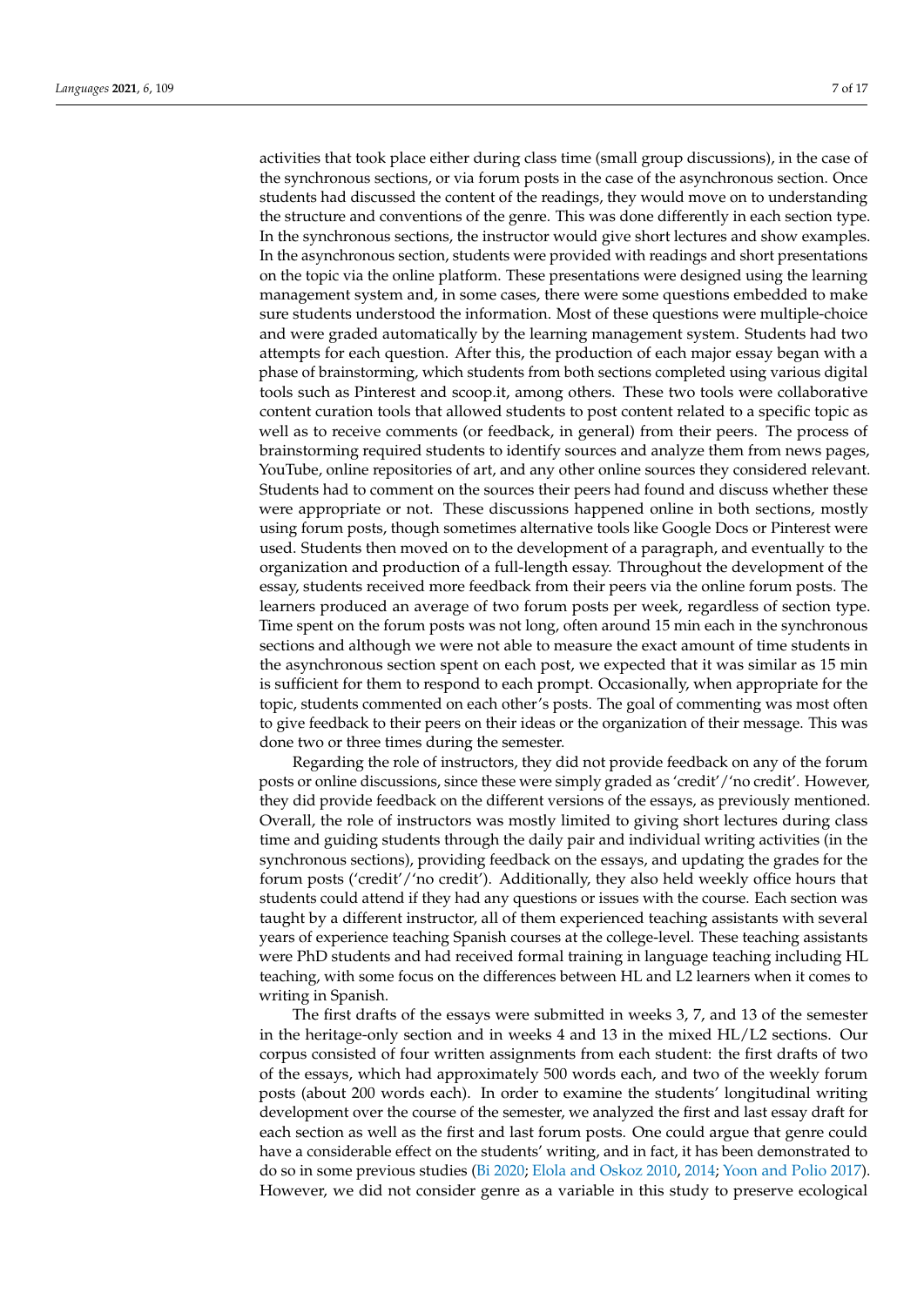activities that took place either during class time (small group discussions), in the case of the synchronous sections, or via forum posts in the case of the asynchronous section. Once students had discussed the content of the readings, they would move on to understanding the structure and conventions of the genre. This was done differently in each section type. In the synchronous sections, the instructor would give short lectures and show examples. In the asynchronous section, students were provided with readings and short presentations on the topic via the online platform. These presentations were designed using the learning management system and, in some cases, there were some questions embedded to make sure students understood the information. Most of these questions were multiple-choice and were graded automatically by the learning management system. Students had two attempts for each question. After this, the production of each major essay began with a phase of brainstorming, which students from both sections completed using various digital tools such as Pinterest and scoop.it, among others. These two tools were collaborative content curation tools that allowed students to post content related to a specific topic as well as to receive comments (or feedback, in general) from their peers. The process of brainstorming required students to identify sources and analyze them from news pages, YouTube, online repositories of art, and any other online sources they considered relevant. Students had to comment on the sources their peers had found and discuss whether these were appropriate or not. These discussions happened online in both sections, mostly using forum posts, though sometimes alternative tools like Google Docs or Pinterest were used. Students then moved on to the development of a paragraph, and eventually to the organization and production of a full-length essay. Throughout the development of the essay, students received more feedback from their peers via the online forum posts. The learners produced an average of two forum posts per week, regardless of section type. Time spent on the forum posts was not long, often around 15 min each in the synchronous sections and although we were not able to measure the exact amount of time students in the asynchronous section spent on each post, we expected that it was similar as 15 min is sufficient for them to respond to each prompt. Occasionally, when appropriate for the topic, students commented on each other's posts. The goal of commenting was most often to give feedback to their peers on their ideas or the organization of their message. This was done two or three times during the semester.

Regarding the role of instructors, they did not provide feedback on any of the forum posts or online discussions, since these were simply graded as 'credit'/'no credit'. However, they did provide feedback on the different versions of the essays, as previously mentioned. Overall, the role of instructors was mostly limited to giving short lectures during class time and guiding students through the daily pair and individual writing activities (in the synchronous sections), providing feedback on the essays, and updating the grades for the forum posts ('credit'/'no credit'). Additionally, they also held weekly office hours that students could attend if they had any questions or issues with the course. Each section was taught by a different instructor, all of them experienced teaching assistants with several years of experience teaching Spanish courses at the college-level. These teaching assistants were PhD students and had received formal training in language teaching including HL teaching, with some focus on the differences between HL and L2 learners when it comes to writing in Spanish.

The first drafts of the essays were submitted in weeks 3, 7, and 13 of the semester in the heritage-only section and in weeks 4 and 13 in the mixed HL/L2 sections. Our corpus consisted of four written assignments from each student: the first drafts of two of the essays, which had approximately 500 words each, and two of the weekly forum posts (about 200 words each). In order to examine the students' longitudinal writing development over the course of the semester, we analyzed the first and last essay draft for each section as well as the first and last forum posts. One could argue that genre could have a considerable effect on the students' writing, and in fact, it has been demonstrated to do so in some previous studies (Bi 2020; Elola and Oskoz 2010, 2014; Yoon and Polio 2017). However, we did not consider genre as a variable in this study to preserve ecological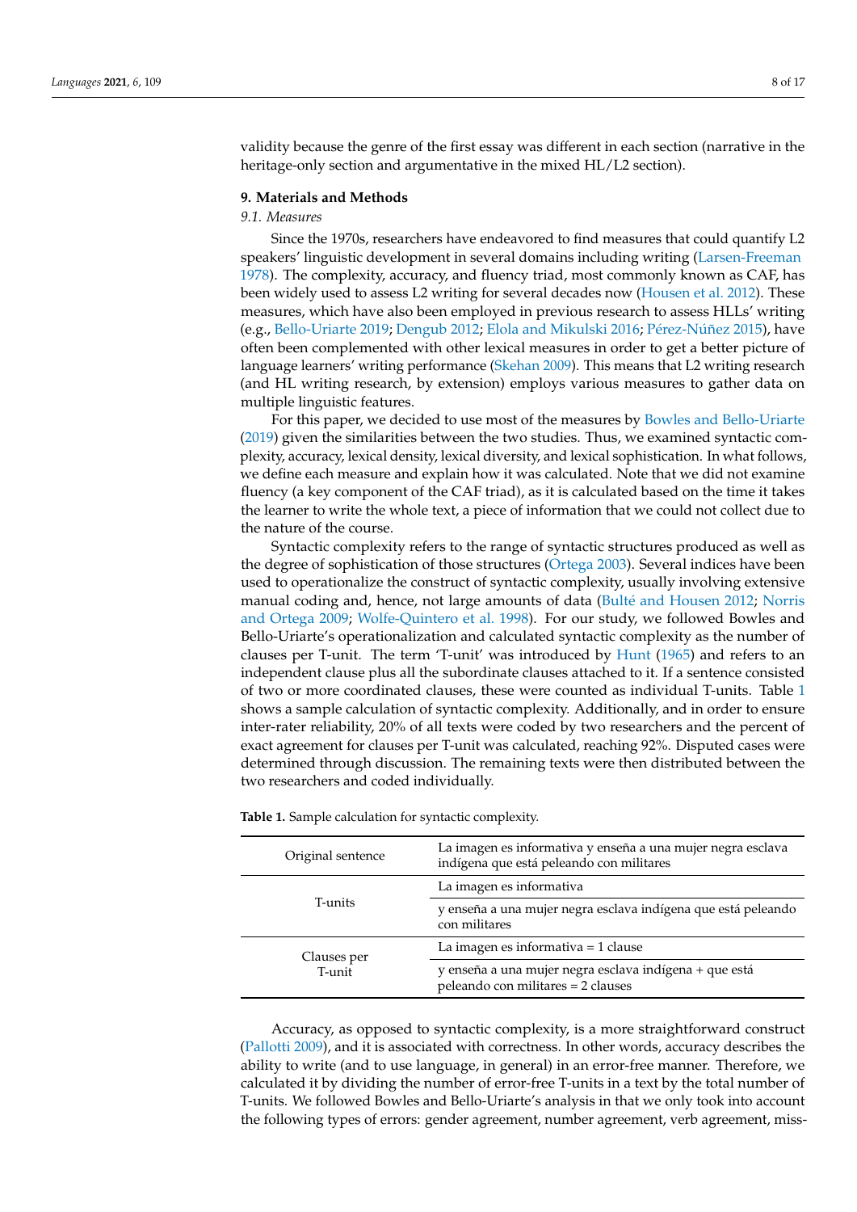validity because the genre of the first essay was different in each section (narrative in the heritage-only section and argumentative in the mixed HL/L2 section).

## 9. Materials and Methods

### *9.1. Measures*

Since the 1970s, researchers have endeavored to find measures that could quantify L2 speakers' linguistic development in several domains including writing (Larsen-Freeman 1978). The complexity, accuracy, and fluency triad, most commonly known as CAF, has been widely used to assess L2 writing for several decades now (Housen et al. 2012). These measures, which have also been employed in previous research to assess HLLs' writing (e.g., Bello-Uriarte 2019; Dengub 2012; Elola and Mikulski 2016; Pérez-Núñez 2015), have often been complemented with other lexical measures in order to get a better picture of language learners' writing performance (Skehan 2009). This means that L2 writing research (and HL writing research, by extension) employs various measures to gather data on multiple linguistic features.

For this paper, we decided to use most of the measures by Bowles and Bello-Uriarte (2019) given the similarities between the two studies. Thus, we examined syntactic complexity, accuracy, lexical density, lexical diversity, and lexical sophistication. In what follows, we define each measure and explain how it was calculated. Note that we did not examine fluency (a key component of the CAF triad), as it is calculated based on the time it takes the learner to write the whole text, a piece of information that we could not collect due to the nature of the course.

Syntactic complexity refers to the range of syntactic structures produced as well as the degree of sophistication of those structures (Ortega 2003). Several indices have been used to operationalize the construct of syntactic complexity, usually involving extensive manual coding and, hence, not large amounts of data (Bulté and Housen 2012; Norris and Ortega 2009; Wolfe-Quintero et al. 1998). For our study, we followed Bowles and Bello-Uriarte's operationalization and calculated syntactic complexity as the number of clauses per T-unit. The term 'T-unit' was introduced by Hunt (1965) and refers to an independent clause plus all the subordinate clauses attached to it. If a sentence consisted of two or more coordinated clauses, these were counted as individual T-units. Table 1 shows a sample calculation of syntactic complexity. Additionally, and in order to ensure inter-rater reliability, 20% of all texts were coded by two researchers and the percent of exact agreement for clauses per T-unit was calculated, reaching 92%. Disputed cases were determined through discussion. The remaining texts were then distributed between the two researchers and coded individually.

**Table 1.** Sample calculation for syntactic complexity.

| | |
|---|---|
| Original sentence | La imagen es informativa y enseña a una mujer negra esclava indígena que está peleando con militares |
| T-units | La imagen es informativa |
| | y enseña a una mujer negra esclava indígena que está peleando con militares |
| Clauses per T-unit | La imagen es informativa = 1 clause |
| | y enseña a una mujer negra esclava indígena + que está peleando con militares = 2 clauses |

Accuracy, as opposed to syntactic complexity, is a more straightforward construct (Pallotti 2009), and it is associated with correctness. In other words, accuracy describes the ability to write (and to use language, in general) in an error-free manner. Therefore, we calculated it by dividing the number of error-free T-units in a text by the total number of T-units. We followed Bowles and Bello-Uriarte's analysis in that we only took into account the following types of errors: gender agreement, number agreement, verb agreement, miss-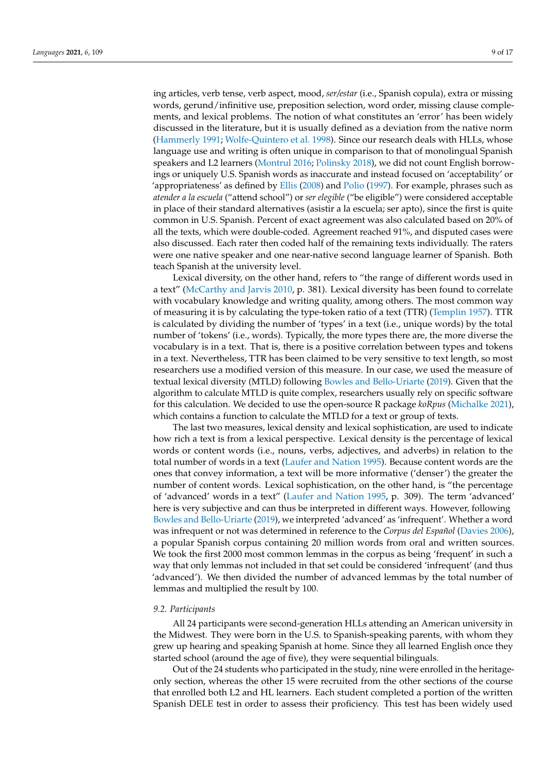ing articles, verb tense, verb aspect, mood, *ser/estar* (i.e., Spanish copula), extra or missing words, gerund/infinitive use, preposition selection, word order, missing clause complements, and lexical problems. The notion of what constitutes an 'error' has been widely discussed in the literature, but it is usually defined as a deviation from the native norm (Hammerly 1991; Wolfe-Quintero et al. 1998). Since our research deals with HLLs, whose language use and writing is often unique in comparison to that of monolingual Spanish speakers and L2 learners (Montrul 2016; Polinsky 2018), we did not count English borrowings or uniquely U.S. Spanish words as inaccurate and instead focused on 'acceptability' or 'appropriateness' as defined by Ellis (2008) and Polio (1997). For example, phrases such as *atender a la escuela* ("attend school") or *ser elegible* ("be eligible") were considered acceptable in place of their standard alternatives (asistir a la escuela; ser apto), since the first is quite common in U.S. Spanish. Percent of exact agreement was also calculated based on 20% of all the texts, which were double-coded. Agreement reached 91%, and disputed cases were also discussed. Each rater then coded half of the remaining texts individually. The raters were one native speaker and one near-native second language learner of Spanish. Both teach Spanish at the university level.

Lexical diversity, on the other hand, refers to "the range of different words used in a text" (McCarthy and Jarvis 2010, p. 381). Lexical diversity has been found to correlate with vocabulary knowledge and writing quality, among others. The most common way of measuring it is by calculating the type-token ratio of a text (TTR) (Templin 1957). TTR is calculated by dividing the number of 'types' in a text (i.e., unique words) by the total number of 'tokens' (i.e., words). Typically, the more types there are, the more diverse the vocabulary is in a text. That is, there is a positive correlation between types and tokens in a text. Nevertheless, TTR has been claimed to be very sensitive to text length, so most researchers use a modified version of this measure. In our case, we used the measure of textual lexical diversity (MTLD) following Bowles and Bello-Uriarte (2019). Given that the algorithm to calculate MTLD is quite complex, researchers usually rely on specific software for this calculation. We decided to use the open-source R package *koRpus* (Michalke 2021), which contains a function to calculate the MTLD for a text or group of texts.

The last two measures, lexical density and lexical sophistication, are used to indicate how rich a text is from a lexical perspective. Lexical density is the percentage of lexical words or content words (i.e., nouns, verbs, adjectives, and adverbs) in relation to the total number of words in a text (Laufer and Nation 1995). Because content words are the ones that convey information, a text will be more informative ('denser') the greater the number of content words. Lexical sophistication, on the other hand, is "the percentage of 'advanced' words in a text" (Laufer and Nation 1995, p. 309). The term 'advanced' here is very subjective and can thus be interpreted in different ways. However, following Bowles and Bello-Uriarte (2019), we interpreted 'advanced' as 'infrequent'. Whether a word was infrequent or not was determined in reference to the *Corpus del Español* (Davies 2006), a popular Spanish corpus containing 20 million words from oral and written sources. We took the first 2000 most common lemmas in the corpus as being 'frequent' in such a way that only lemmas not included in that set could be considered 'infrequent' (and thus 'advanced'). We then divided the number of advanced lemmas by the total number of lemmas and multiplied the result by 100.

### *9.2. Participants*

All 24 participants were second-generation HLLs attending an American university in the Midwest. They were born in the U.S. to Spanish-speaking parents, with whom they grew up hearing and speaking Spanish at home. Since they all learned English once they started school (around the age of five), they were sequential bilinguals.

Out of the 24 students who participated in the study, nine were enrolled in the heritage-only section, whereas the other 15 were recruited from the other sections of the course that enrolled both L2 and HL learners. Each student completed a portion of the written Spanish DELE test in order to assess their proficiency. This test has been widely used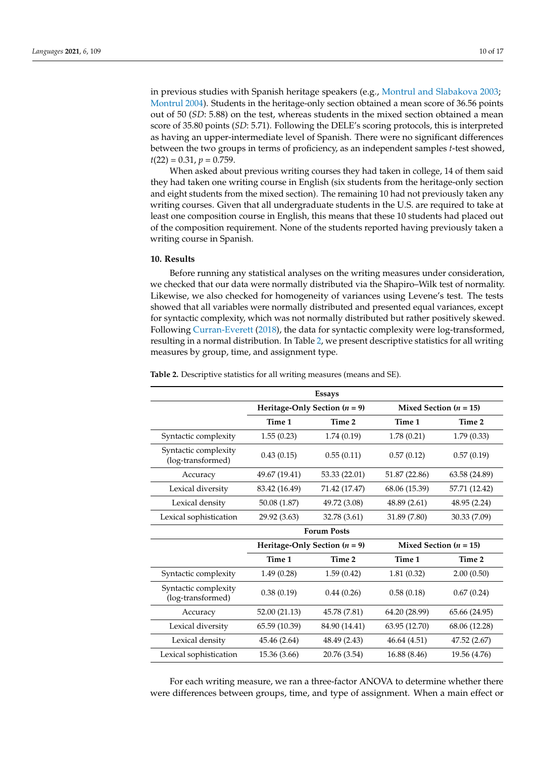in previous studies with Spanish heritage speakers (e.g., Montrul and Slabakova 2003; Montrul 2004). Students in the heritage-only section obtained a mean score of 36.56 points out of 50 (*SD*: 5.88) on the test, whereas students in the mixed section obtained a mean score of 35.80 points (*SD*: 5.71). Following the DELE's scoring protocols, this is interpreted as having an upper-intermediate level of Spanish. There were no significant differences between the two groups in terms of proficiency, as an independent samples *t*-test showed, $t(22) = 0.31$, $p = 0.759$.

When asked about previous writing courses they had taken in college, 14 of them said they had taken one writing course in English (six students from the heritage-only section and eight students from the mixed section). The remaining 10 had not previously taken any writing courses. Given that all undergraduate students in the U.S. are required to take at least one composition course in English, this means that these 10 students had placed out of the composition requirement. None of the students reported having previously taken a writing course in Spanish.

## 10. Results

Before running any statistical analyses on the writing measures under consideration, we checked that our data were normally distributed via the Shapiro–Wilk test of normality. Likewise, we also checked for homogeneity of variances using Levene's test. The tests showed that all variables were normally distributed and presented equal variances, except for syntactic complexity, which was not normally distributed but rather positively skewed. Following Curran-Everett (2018), the data for syntactic complexity were log-transformed, resulting in a normal distribution. In Table 2, we present descriptive statistics for all writing measures by group, time, and assignment type.

**Table 2.** Descriptive statistics for all writing measures (means and SE).

| | **Essays** | | | |
|---|---|---|---|---|
| | **Heritage-Only Section ($n$ = 9)** | | **Mixed Section ($n$ = 15)** | |
| | **Time 1** | **Time 2** | **Time 1** | **Time 2** |
| Syntactic complexity | 1.55 (0.23) | 1.74 (0.19) | 1.78 (0.21) | 1.79 (0.33) |
| Syntactic complexity (log-transformed) | 0.43 (0.15) | 0.55 (0.11) | 0.57 (0.12) | 0.57 (0.19) |
| Accuracy | 49.67 (19.41) | 53.33 (22.01) | 51.87 (22.86) | 63.58 (24.89) |
| Lexical diversity | 83.42 (16.49) | 71.42 (17.47) | 68.06 (15.39) | 57.71 (12.42) |
| Lexical density | 50.08 (1.87) | 49.72 (3.08) | 48.89 (2.61) | 48.95 (2.24) |
| Lexical sophistication | 29.92 (3.63) | 32.78 (3.61) | 31.89 (7.80) | 30.33 (7.09) |
| | **Forum Posts** | | | |
| | **Heritage-Only Section ($n$ = 9)** | | **Mixed Section ($n$ = 15)** | |
| | **Time 1** | **Time 2** | **Time 1** | **Time 2** |
| Syntactic complexity | 1.49 (0.28) | 1.59 (0.42) | 1.81 (0.32) | 2.00 (0.50) |
| Syntactic complexity (log-transformed) | 0.38 (0.19) | 0.44 (0.26) | 0.58 (0.18) | 0.67 (0.24) |
| Accuracy | 52.00 (21.13) | 45.78 (7.81) | 64.20 (28.99) | 65.66 (24.95) |
| Lexical diversity | 65.59 (10.39) | 84.90 (14.41) | 63.95 (12.70) | 68.06 (12.28) |
| Lexical density | 45.46 (2.64) | 48.49 (2.43) | 46.64 (4.51) | 47.52 (2.67) |
| Lexical sophistication | 15.36 (3.66) | 20.76 (3.54) | 16.88 (8.46) | 19.56 (4.76) |

For each writing measure, we ran a three-factor ANOVA to determine whether there were differences between groups, time, and type of assignment. When a main effect or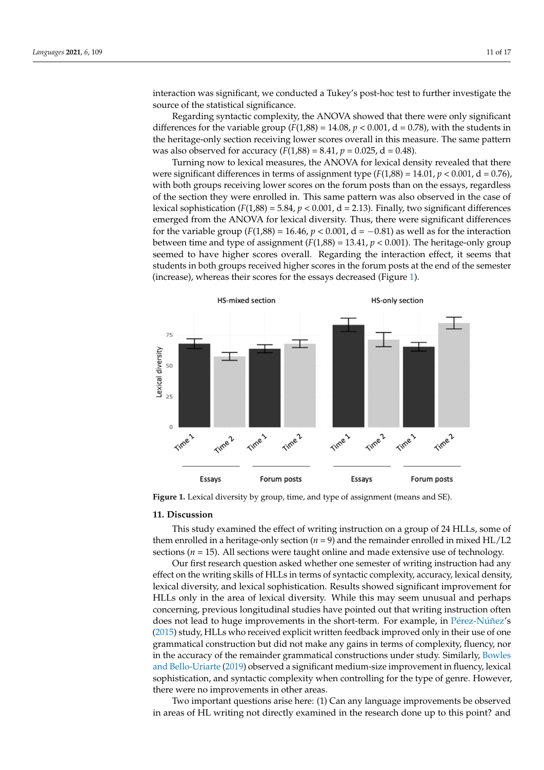interaction was significant, we conducted a Tukey's post-hoc test to further investigate the source of the statistical significance.

Regarding syntactic complexity, the ANOVA showed that there were only significant differences for the variable group ($F(1,88) = 14.08$, $p < 0.001$, d = 0.78), with the students in the heritage-only section receiving lower scores overall in this measure. The same pattern was also observed for accuracy ($F(1,88) = 8.41$, $p = 0.025$, d = 0.48).

Turning now to lexical measures, the ANOVA for lexical density revealed that there were significant differences in terms of assignment type ($F(1,88) = 14.01$, $p < 0.001$, d = 0.76), with both groups receiving lower scores on the forum posts than on the essays, regardless of the section they were enrolled in. This same pattern was also observed in the case of lexical sophistication ($F(1,88) = 5.84$, $p < 0.001$, d = 2.13). Finally, two significant differences emerged from the ANOVA for lexical diversity. Thus, there were significant differences for the variable group ($F(1,88) = 16.46$, $p < 0.001$, d = −0.81) as well as for the interaction between time and type of assignment ($F(1,88) = 13.41$, $p < 0.001$). The heritage-only group seemed to have higher scores overall. Regarding the interaction effect, it seems that students in both groups received higher scores in the forum posts at the end of the semester (increase), whereas their scores for the essays decreased (Figure 1).

**Figure 1.** Lexical diversity by group, time, and type of assignment (means and SE).

## 11. Discussion

This study examined the effect of writing instruction on a group of 24 HLLs, some of them enrolled in a heritage-only section ($n = 9$) and the remainder enrolled in mixed HL/L2 sections ($n = 15$). All sections were taught online and made extensive use of technology.

Our first research question asked whether one semester of writing instruction had any effect on the writing skills of HLLs in terms of syntactic complexity, accuracy, lexical density, lexical diversity, and lexical sophistication. Results showed significant improvement for HLLs only in the area of lexical diversity. While this may seem unusual and perhaps concerning, previous longitudinal studies have pointed out that writing instruction often does not lead to huge improvements in the short-term. For example, in Pérez-Núñez's (2015) study, HLLs who received explicit written feedback improved only in their use of one grammatical construction but did not make any gains in terms of complexity, fluency, nor in the accuracy of the remainder grammatical constructions under study. Similarly, Bowles and Bello-Uriarte (2019) observed a significant medium-size improvement in fluency, lexical sophistication, and syntactic complexity when controlling for the type of genre. However, there were no improvements in other areas.

Two important questions arise here: (1) Can any language improvements be observed in areas of HL writing not directly examined in the research done up to this point? and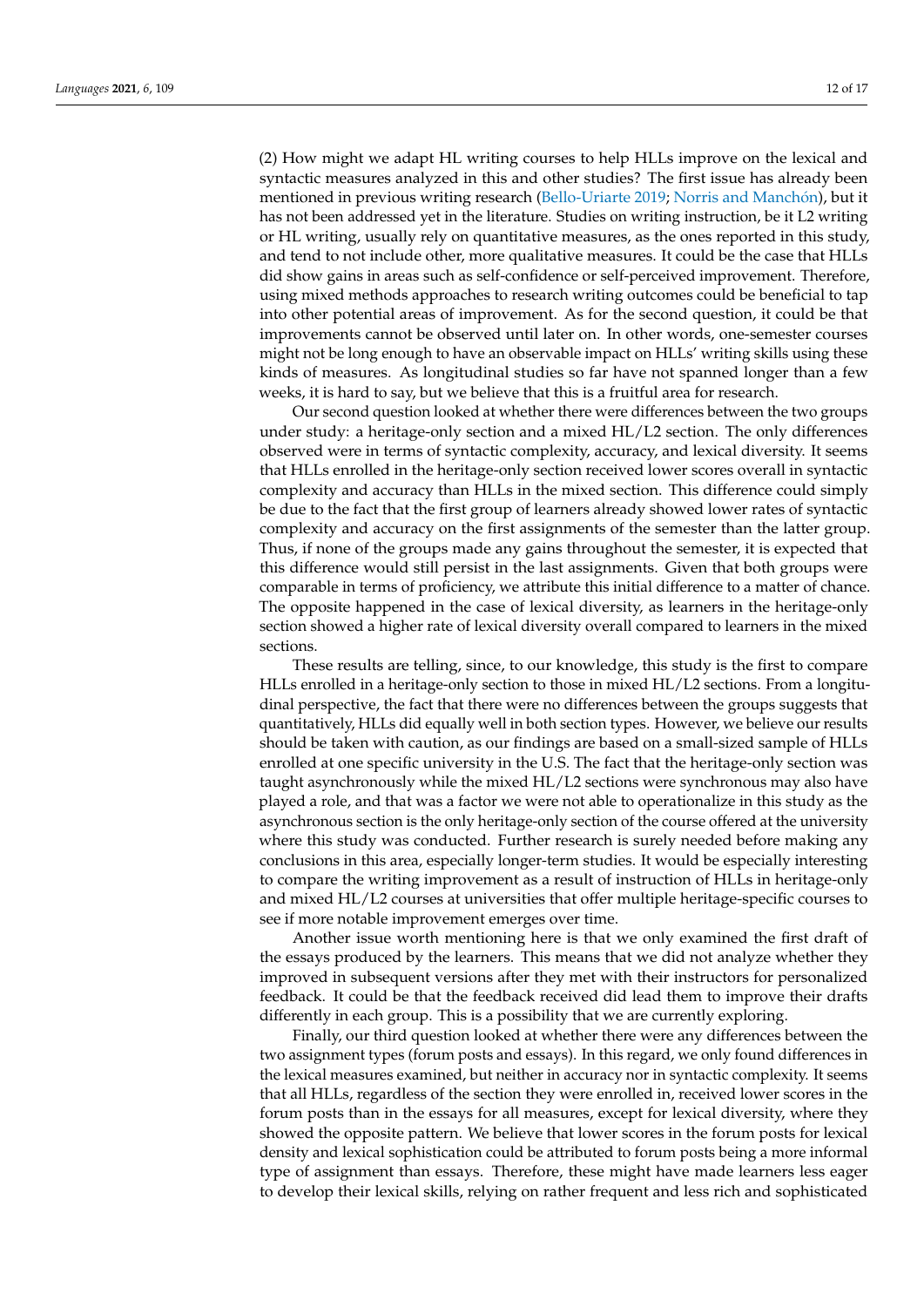(2) How might we adapt HL writing courses to help HLLs improve on the lexical and syntactic measures analyzed in this and other studies? The first issue has already been mentioned in previous writing research (Bello-Uriarte 2019; Norris and Manchón), but it has not been addressed yet in the literature. Studies on writing instruction, be it L2 writing or HL writing, usually rely on quantitative measures, as the ones reported in this study, and tend to not include other, more qualitative measures. It could be the case that HLLs did show gains in areas such as self-confidence or self-perceived improvement. Therefore, using mixed methods approaches to research writing outcomes could be beneficial to tap into other potential areas of improvement. As for the second question, it could be that improvements cannot be observed until later on. In other words, one-semester courses might not be long enough to have an observable impact on HLLs' writing skills using these kinds of measures. As longitudinal studies so far have not spanned longer than a few weeks, it is hard to say, but we believe that this is a fruitful area for research.

Our second question looked at whether there were differences between the two groups under study: a heritage-only section and a mixed HL/L2 section. The only differences observed were in terms of syntactic complexity, accuracy, and lexical diversity. It seems that HLLs enrolled in the heritage-only section received lower scores overall in syntactic complexity and accuracy than HLLs in the mixed section. This difference could simply be due to the fact that the first group of learners already showed lower rates of syntactic complexity and accuracy on the first assignments of the semester than the latter group. Thus, if none of the groups made any gains throughout the semester, it is expected that this difference would still persist in the last assignments. Given that both groups were comparable in terms of proficiency, we attribute this initial difference to a matter of chance. The opposite happened in the case of lexical diversity, as learners in the heritage-only section showed a higher rate of lexical diversity overall compared to learners in the mixed sections.

These results are telling, since, to our knowledge, this study is the first to compare HLLs enrolled in a heritage-only section to those in mixed HL/L2 sections. From a longitudinal perspective, the fact that there were no differences between the groups suggests that quantitatively, HLLs did equally well in both section types. However, we believe our results should be taken with caution, as our findings are based on a small-sized sample of HLLs enrolled at one specific university in the U.S. The fact that the heritage-only section was taught asynchronously while the mixed HL/L2 sections were synchronous may also have played a role, and that was a factor we were not able to operationalize in this study as the asynchronous section is the only heritage-only section of the course offered at the university where this study was conducted. Further research is surely needed before making any conclusions in this area, especially longer-term studies. It would be especially interesting to compare the writing improvement as a result of instruction of HLLs in heritage-only and mixed HL/L2 courses at universities that offer multiple heritage-specific courses to see if more notable improvement emerges over time.

Another issue worth mentioning here is that we only examined the first draft of the essays produced by the learners. This means that we did not analyze whether they improved in subsequent versions after they met with their instructors for personalized feedback. It could be that the feedback received did lead them to improve their drafts differently in each group. This is a possibility that we are currently exploring.

Finally, our third question looked at whether there were any differences between the two assignment types (forum posts and essays). In this regard, we only found differences in the lexical measures examined, but neither in accuracy nor in syntactic complexity. It seems that all HLLs, regardless of the section they were enrolled in, received lower scores in the forum posts than in the essays for all measures, except for lexical diversity, where they showed the opposite pattern. We believe that lower scores in the forum posts for lexical density and lexical sophistication could be attributed to forum posts being a more informal type of assignment than essays. Therefore, these might have made learners less eager to develop their lexical skills, relying on rather frequent and less rich and sophisticated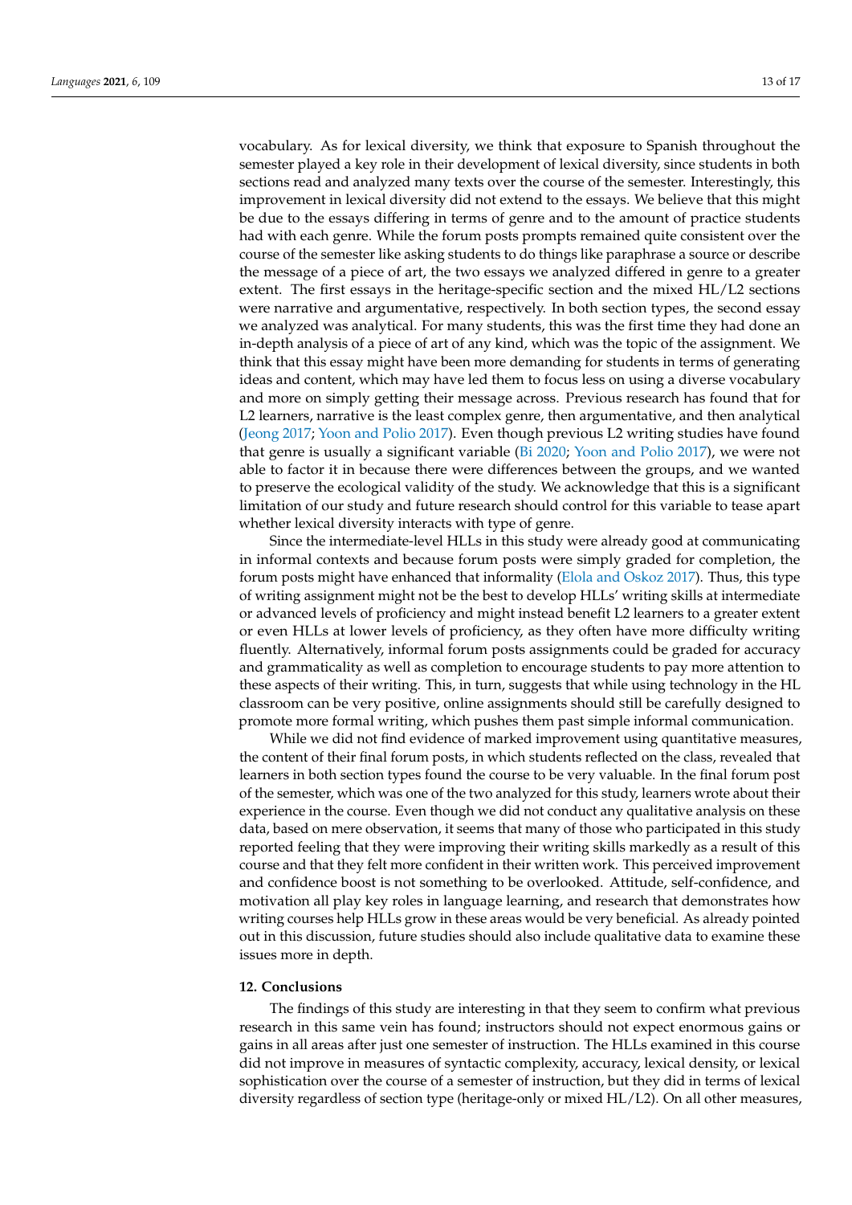vocabulary. As for lexical diversity, we think that exposure to Spanish throughout the semester played a key role in their development of lexical diversity, since students in both sections read and analyzed many texts over the course of the semester. Interestingly, this improvement in lexical diversity did not extend to the essays. We believe that this might be due to the essays differing in terms of genre and to the amount of practice students had with each genre. While the forum posts prompts remained quite consistent over the course of the semester like asking students to do things like paraphrase a source or describe the message of a piece of art, the two essays we analyzed differed in genre to a greater extent. The first essays in the heritage-specific section and the mixed HL/L2 sections were narrative and argumentative, respectively. In both section types, the second essay we analyzed was analytical. For many students, this was the first time they had done an in-depth analysis of a piece of art of any kind, which was the topic of the assignment. We think that this essay might have been more demanding for students in terms of generating ideas and content, which may have led them to focus less on using a diverse vocabulary and more on simply getting their message across. Previous research has found that for L2 learners, narrative is the least complex genre, then argumentative, and then analytical (Jeong 2017; Yoon and Polio 2017). Even though previous L2 writing studies have found that genre is usually a significant variable (Bi 2020; Yoon and Polio 2017), we were not able to factor it in because there were differences between the groups, and we wanted to preserve the ecological validity of the study. We acknowledge that this is a significant limitation of our study and future research should control for this variable to tease apart whether lexical diversity interacts with type of genre.

Since the intermediate-level HLLs in this study were already good at communicating in informal contexts and because forum posts were simply graded for completion, the forum posts might have enhanced that informality (Elola and Oskoz 2017). Thus, this type of writing assignment might not be the best to develop HLLs' writing skills at intermediate or advanced levels of proficiency and might instead benefit L2 learners to a greater extent or even HLLs at lower levels of proficiency, as they often have more difficulty writing fluently. Alternatively, informal forum posts assignments could be graded for accuracy and grammaticality as well as completion to encourage students to pay more attention to these aspects of their writing. This, in turn, suggests that while using technology in the HL classroom can be very positive, online assignments should still be carefully designed to promote more formal writing, which pushes them past simple informal communication.

While we did not find evidence of marked improvement using quantitative measures, the content of their final forum posts, in which students reflected on the class, revealed that learners in both section types found the course to be very valuable. In the final forum post of the semester, which was one of the two analyzed for this study, learners wrote about their experience in the course. Even though we did not conduct any qualitative analysis on these data, based on mere observation, it seems that many of those who participated in this study reported feeling that they were improving their writing skills markedly as a result of this course and that they felt more confident in their written work. This perceived improvement and confidence boost is not something to be overlooked. Attitude, self-confidence, and motivation all play key roles in language learning, and research that demonstrates how writing courses help HLLs grow in these areas would be very beneficial. As already pointed out in this discussion, future studies should also include qualitative data to examine these issues more in depth.

## 12. Conclusions

The findings of this study are interesting in that they seem to confirm what previous research in this same vein has found; instructors should not expect enormous gains or gains in all areas after just one semester of instruction. The HLLs examined in this course did not improve in measures of syntactic complexity, accuracy, lexical density, or lexical sophistication over the course of a semester of instruction, but they did in terms of lexical diversity regardless of section type (heritage-only or mixed HL/L2). On all other measures,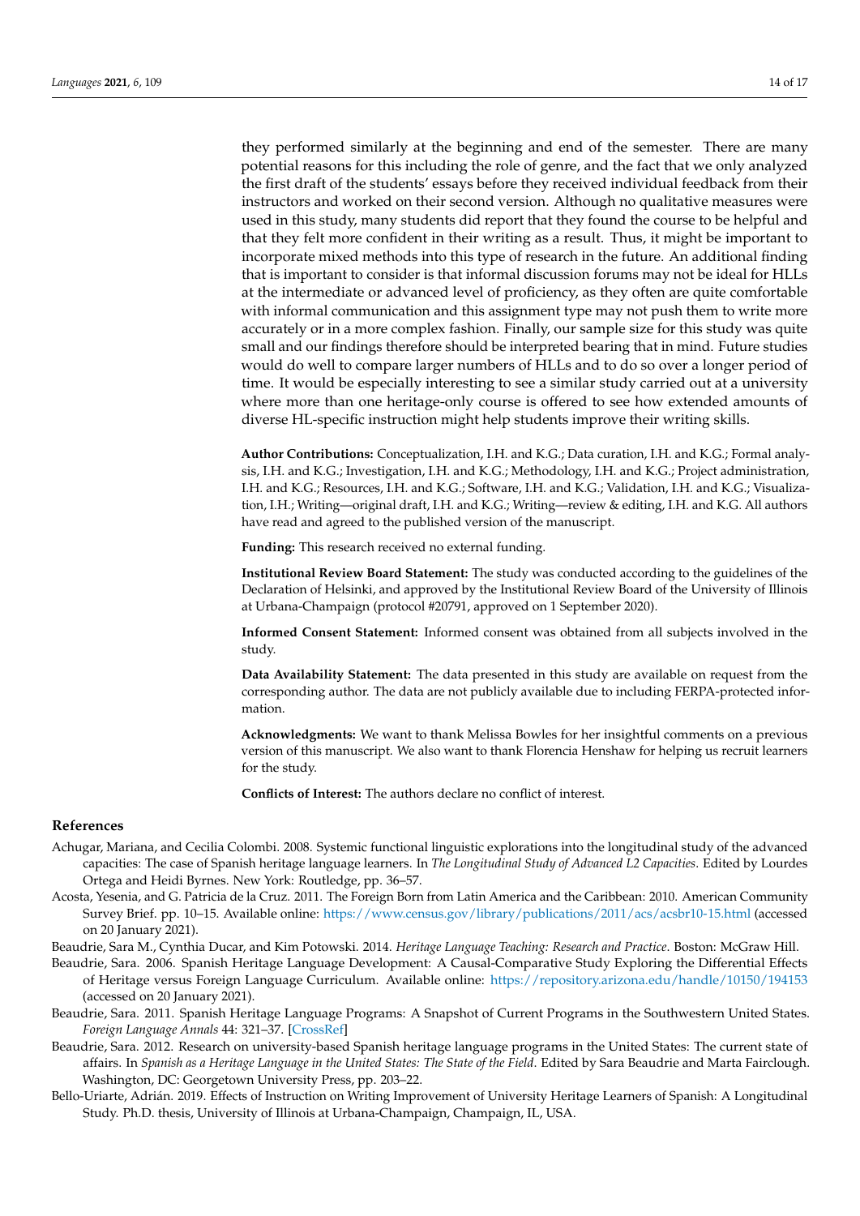they performed similarly at the beginning and end of the semester. There are many potential reasons for this including the role of genre, and the fact that we only analyzed the first draft of the students' essays before they received individual feedback from their instructors and worked on their second version. Although no qualitative measures were used in this study, many students did report that they found the course to be helpful and that they felt more confident in their writing as a result. Thus, it might be important to incorporate mixed methods into this type of research in the future. An additional finding that is important to consider is that informal discussion forums may not be ideal for HLLs at the intermediate or advanced level of proficiency, as they often are quite comfortable with informal communication and this assignment type may not push them to write more accurately or in a more complex fashion. Finally, our sample size for this study was quite small and our findings therefore should be interpreted bearing that in mind. Future studies would do well to compare larger numbers of HLLs and to do so over a longer period of time. It would be especially interesting to see a similar study carried out at a university where more than one heritage-only course is offered to see how extended amounts of diverse HL-specific instruction might help students improve their writing skills.

**Author Contributions:** Conceptualization, I.H. and K.G.; Data curation, I.H. and K.G.; Formal analysis, I.H. and K.G.; Investigation, I.H. and K.G.; Methodology, I.H. and K.G.; Project administration, I.H. and K.G.; Resources, I.H. and K.G.; Software, I.H. and K.G.; Validation, I.H. and K.G.; Visualization, I.H.; Writing—original draft, I.H. and K.G.; Writing—review & editing, I.H. and K.G. All authors have read and agreed to the published version of the manuscript.

**Funding:** This research received no external funding.

**Institutional Review Board Statement:** The study was conducted according to the guidelines of the Declaration of Helsinki, and approved by the Institutional Review Board of the University of Illinois at Urbana-Champaign (protocol #20791, approved on 1 September 2020).

**Informed Consent Statement:** Informed consent was obtained from all subjects involved in the study.

**Data Availability Statement:** The data presented in this study are available on request from the corresponding author. The data are not publicly available due to including FERPA-protected information.

**Acknowledgments:** We want to thank Melissa Bowles for her insightful comments on a previous version of this manuscript. We also want to thank Florencia Henshaw for helping us recruit learners for the study.

**Conflicts of Interest:** The authors declare no conflict of interest.

## References

Achugar, Mariana, and Cecilia Colombi. 2008. Systemic functional linguistic explorations into the longitudinal study of the advanced capacities: The case of Spanish heritage language learners. In *The Longitudinal Study of Advanced L2 Capacities*. Edited by Lourdes Ortega and Heidi Byrnes. New York: Routledge, pp. 36–57.

Acosta, Yesenia, and G. Patricia de la Cruz. 2011. The Foreign Born from Latin America and the Caribbean: 2010. American Community Survey Brief. pp. 10–15. Available online: https://www.census.gov/library/publications/2011/acs/acsbr10-15.html (accessed on 20 January 2021).

Beaudrie, Sara M., Cynthia Ducar, and Kim Potowski. 2014. *Heritage Language Teaching: Research and Practice*. Boston: McGraw Hill.

Beaudrie, Sara. 2006. Spanish Heritage Language Development: A Causal-Comparative Study Exploring the Differential Effects of Heritage versus Foreign Language Curriculum. Available online: https://repository.arizona.edu/handle/10150/194153 (accessed on 20 January 2021).

Beaudrie, Sara. 2011. Spanish Heritage Language Programs: A Snapshot of Current Programs in the Southwestern United States. *Foreign Language Annals* 44: 321–37. [CrossRef]

Beaudrie, Sara. 2012. Research on university-based Spanish heritage language programs in the United States: The current state of affairs. In *Spanish as a Heritage Language in the United States: The State of the Field*. Edited by Sara Beaudrie and Marta Fairclough. Washington, DC: Georgetown University Press, pp. 203–22.

Bello-Uriarte, Adrián. 2019. Effects of Instruction on Writing Improvement of University Heritage Learners of Spanish: A Longitudinal Study. Ph.D. thesis, University of Illinois at Urbana-Champaign, Champaign, IL, USA.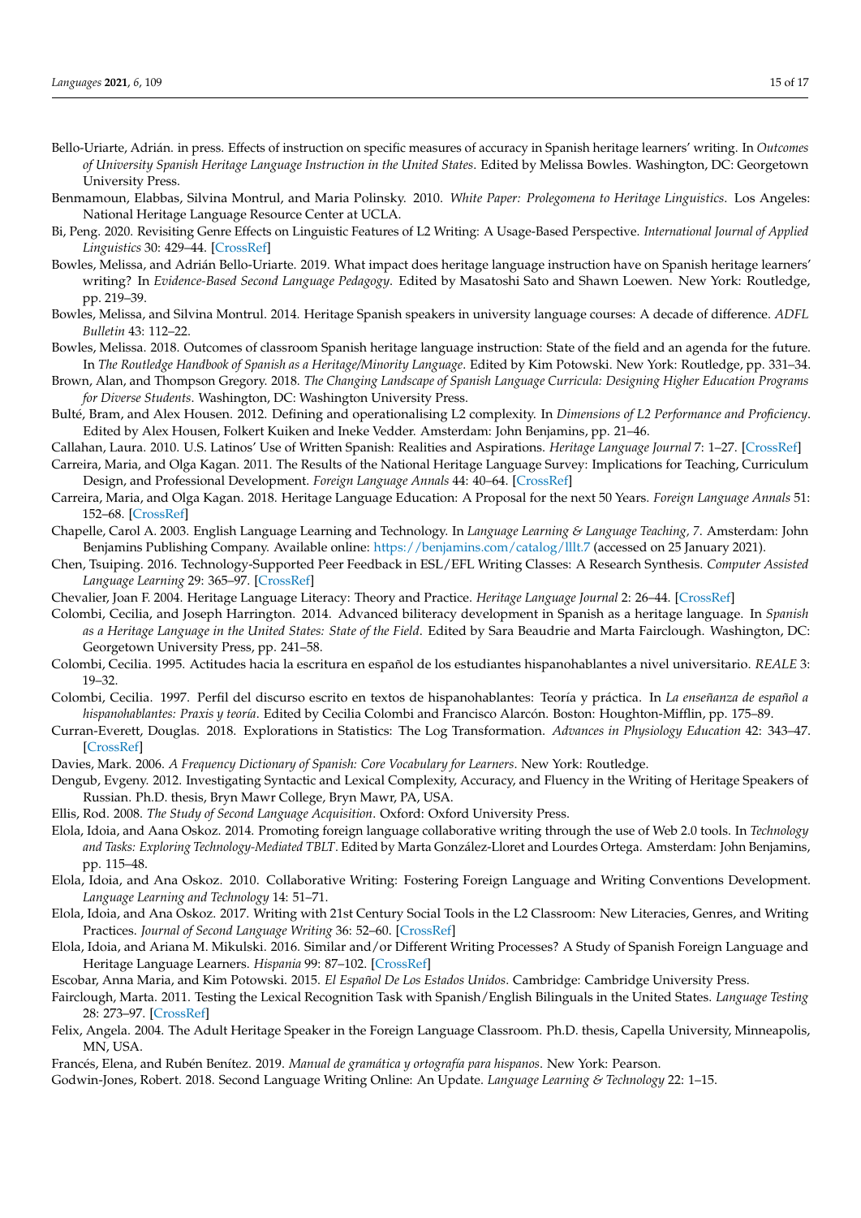Bello-Uriarte, Adrián. in press. Effects of instruction on specific measures of accuracy in Spanish heritage learners' writing. In *Outcomes of University Spanish Heritage Language Instruction in the United States*. Edited by Melissa Bowles. Washington, DC: Georgetown University Press.

Benmamoun, Elabbas, Silvina Montrul, and Maria Polinsky. 2010. *White Paper: Prolegomena to Heritage Linguistics*. Los Angeles: National Heritage Language Resource Center at UCLA.

Bi, Peng. 2020. Revisiting Genre Effects on Linguistic Features of L2 Writing: A Usage-Based Perspective. *International Journal of Applied Linguistics* 30: 429–44. [CrossRef]

Bowles, Melissa, and Adrián Bello-Uriarte. 2019. What impact does heritage language instruction have on Spanish heritage learners' writing? In *Evidence-Based Second Language Pedagogy*. Edited by Masatoshi Sato and Shawn Loewen. New York: Routledge, pp. 219–39.

Bowles, Melissa, and Silvina Montrul. 2014. Heritage Spanish speakers in university language courses: A decade of difference. *ADFL Bulletin* 43: 112–22.

Bowles, Melissa. 2018. Outcomes of classroom Spanish heritage language instruction: State of the field and an agenda for the future. In *The Routledge Handbook of Spanish as a Heritage/Minority Language*. Edited by Kim Potowski. New York: Routledge, pp. 331–34.

Brown, Alan, and Thompson Gregory. 2018. *The Changing Landscape of Spanish Language Curricula: Designing Higher Education Programs for Diverse Students*. Washington, DC: Washington University Press.

Bulté, Bram, and Alex Housen. 2012. Defining and operationalising L2 complexity. In *Dimensions of L2 Performance and Proficiency*. Edited by Alex Housen, Folkert Kuiken and Ineke Vedder. Amsterdam: John Benjamins, pp. 21–46.

Callahan, Laura. 2010. U.S. Latinos' Use of Written Spanish: Realities and Aspirations. *Heritage Language Journal* 7: 1–27. [CrossRef]

Carreira, Maria, and Olga Kagan. 2011. The Results of the National Heritage Language Survey: Implications for Teaching, Curriculum Design, and Professional Development. *Foreign Language Annals* 44: 40–64. [CrossRef]

Carreira, Maria, and Olga Kagan. 2018. Heritage Language Education: A Proposal for the next 50 Years. *Foreign Language Annals* 51: 152–68. [CrossRef]

Chapelle, Carol A. 2003. English Language Learning and Technology. In *Language Learning & Language Teaching, 7*. Amsterdam: John Benjamins Publishing Company. Available online: https://benjamins.com/catalog/lllt.7 (accessed on 25 January 2021).

Chen, Tsuiping. 2016. Technology-Supported Peer Feedback in ESL/EFL Writing Classes: A Research Synthesis. *Computer Assisted Language Learning* 29: 365–97. [CrossRef]

Chevalier, Joan F. 2004. Heritage Language Literacy: Theory and Practice. *Heritage Language Journal* 2: 26–44. [CrossRef]

Colombi, Cecilia, and Joseph Harrington. 2014. Advanced biliteracy development in Spanish as a heritage language. In *Spanish as a Heritage Language in the United States: State of the Field*. Edited by Sara Beaudrie and Marta Fairclough. Washington, DC: Georgetown University Press, pp. 241–58.

Colombi, Cecilia. 1995. Actitudes hacia la escritura en español de los estudiantes hispanohablantes a nivel universitario. *REALE* 3: 19–32.

Colombi, Cecilia. 1997. Perfil del discurso escrito en textos de hispanohablantes: Teoría y práctica. In *La enseñanza de español a hispanohablantes: Praxis y teoría*. Edited by Cecilia Colombi and Francisco Alarcón. Boston: Houghton-Mifflin, pp. 175–89.

Curran-Everett, Douglas. 2018. Explorations in Statistics: The Log Transformation. *Advances in Physiology Education* 42: 343–47. [CrossRef]

Davies, Mark. 2006. *A Frequency Dictionary of Spanish: Core Vocabulary for Learners*. New York: Routledge.

Dengub, Evgeny. 2012. Investigating Syntactic and Lexical Complexity, Accuracy, and Fluency in the Writing of Heritage Speakers of Russian. Ph.D. thesis, Bryn Mawr College, Bryn Mawr, PA, USA.

Ellis, Rod. 2008. *The Study of Second Language Acquisition*. Oxford: Oxford University Press.

Elola, Idoia, and Aana Oskoz. 2014. Promoting foreign language collaborative writing through the use of Web 2.0 tools. In *Technology and Tasks: Exploring Technology-Mediated TBLT*. Edited by Marta González-Lloret and Lourdes Ortega. Amsterdam: John Benjamins, pp. 115–48.

Elola, Idoia, and Ana Oskoz. 2010. Collaborative Writing: Fostering Foreign Language and Writing Conventions Development. *Language Learning and Technology* 14: 51–71.

Elola, Idoia, and Ana Oskoz. 2017. Writing with 21st Century Social Tools in the L2 Classroom: New Literacies, Genres, and Writing Practices. *Journal of Second Language Writing* 36: 52–60. [CrossRef]

Elola, Idoia, and Ariana M. Mikulski. 2016. Similar and/or Different Writing Processes? A Study of Spanish Foreign Language and Heritage Language Learners. *Hispania* 99: 87–102. [CrossRef]

Escobar, Anna Maria, and Kim Potowski. 2015. *El Español De Los Estados Unidos*. Cambridge: Cambridge University Press.

Fairclough, Marta. 2011. Testing the Lexical Recognition Task with Spanish/English Bilinguals in the United States. *Language Testing* 28: 273–97. [CrossRef]

Felix, Angela. 2004. The Adult Heritage Speaker in the Foreign Language Classroom. Ph.D. thesis, Capella University, Minneapolis, MN, USA.

Francés, Elena, and Rubén Benítez. 2019. *Manual de gramática y ortografía para hispanos*. New York: Pearson.

Godwin-Jones, Robert. 2018. Second Language Writing Online: An Update. *Language Learning & Technology* 22: 1–15.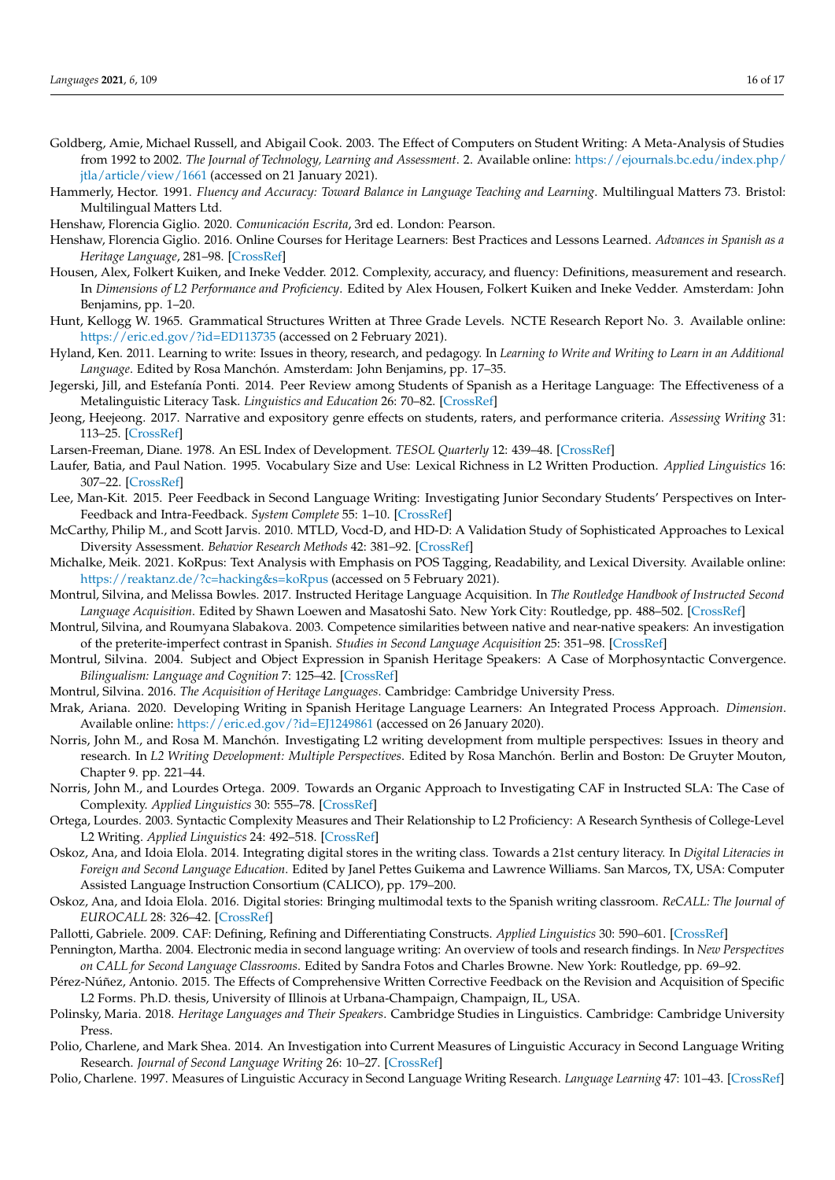Goldberg, Amie, Michael Russell, and Abigail Cook. 2003. The Effect of Computers on Student Writing: A Meta-Analysis of Studies from 1992 to 2002. *The Journal of Technology, Learning and Assessment*. 2. Available online: https://ejournals.bc.edu/index.php/jtla/article/view/1661 (accessed on 21 January 2021).

Hammerly, Hector. 1991. *Fluency and Accuracy: Toward Balance in Language Teaching and Learning*. Multilingual Matters 73. Bristol: Multilingual Matters Ltd.

Henshaw, Florencia Giglio. 2020. *Comunicación Escrita*, 3rd ed. London: Pearson.

Henshaw, Florencia Giglio. 2016. Online Courses for Heritage Learners: Best Practices and Lessons Learned. *Advances in Spanish as a Heritage Language*, 281–98. [CrossRef]

Housen, Alex, Folkert Kuiken, and Ineke Vedder. 2012. Complexity, accuracy, and fluency: Definitions, measurement and research. In *Dimensions of L2 Performance and Proficiency*. Edited by Alex Housen, Folkert Kuiken and Ineke Vedder. Amsterdam: John Benjamins, pp. 1–20.

Hunt, Kellogg W. 1965. Grammatical Structures Written at Three Grade Levels. NCTE Research Report No. 3. Available online: https://eric.ed.gov/?id=ED113735 (accessed on 2 February 2021).

Hyland, Ken. 2011. Learning to write: Issues in theory, research, and pedagogy. In *Learning to Write and Writing to Learn in an Additional Language*. Edited by Rosa Manchón. Amsterdam: John Benjamins, pp. 17–35.

Jegerski, Jill, and Estefanía Ponti. 2014. Peer Review among Students of Spanish as a Heritage Language: The Effectiveness of a Metalinguistic Literacy Task. *Linguistics and Education* 26: 70–82. [CrossRef]

Jeong, Heejeong. 2017. Narrative and expository genre effects on students, raters, and performance criteria. *Assessing Writing* 31: 113–25. [CrossRef]

Larsen-Freeman, Diane. 1978. An ESL Index of Development. *TESOL Quarterly* 12: 439–48. [CrossRef]

Laufer, Batia, and Paul Nation. 1995. Vocabulary Size and Use: Lexical Richness in L2 Written Production. *Applied Linguistics* 16: 307–22. [CrossRef]

Lee, Man-Kit. 2015. Peer Feedback in Second Language Writing: Investigating Junior Secondary Students' Perspectives on Inter-Feedback and Intra-Feedback. *System Complete* 55: 1–10. [CrossRef]

McCarthy, Philip M., and Scott Jarvis. 2010. MTLD, Vocd-D, and HD-D: A Validation Study of Sophisticated Approaches to Lexical Diversity Assessment. *Behavior Research Methods* 42: 381–92. [CrossRef]

Michalke, Meik. 2021. KoRpus: Text Analysis with Emphasis on POS Tagging, Readability, and Lexical Diversity. Available online: https://reaktanz.de/?c=hacking&s=koRpus (accessed on 5 February 2021).

Montrul, Silvina, and Melissa Bowles. 2017. Instructed Heritage Language Acquisition. In *The Routledge Handbook of Instructed Second Language Acquisition*. Edited by Shawn Loewen and Masatoshi Sato. New York City: Routledge, pp. 488–502. [CrossRef]

Montrul, Silvina, and Roumyana Slabakova. 2003. Competence similarities between native and near-native speakers: An investigation of the preterite-imperfect contrast in Spanish. *Studies in Second Language Acquisition* 25: 351–98. [CrossRef]

Montrul, Silvina. 2004. Subject and Object Expression in Spanish Heritage Speakers: A Case of Morphosyntactic Convergence. *Bilingualism: Language and Cognition* 7: 125–42. [CrossRef]

Montrul, Silvina. 2016. *The Acquisition of Heritage Languages*. Cambridge: Cambridge University Press.

Mrak, Ariana. 2020. Developing Writing in Spanish Heritage Language Learners: An Integrated Process Approach. *Dimension*. Available online: https://eric.ed.gov/?id=EJ1249861 (accessed on 26 January 2020).

Norris, John M., and Rosa M. Manchón. Investigating L2 writing development from multiple perspectives: Issues in theory and research. In *L2 Writing Development: Multiple Perspectives*. Edited by Rosa Manchón. Berlin and Boston: De Gruyter Mouton, Chapter 9. pp. 221–44.

Norris, John M., and Lourdes Ortega. 2009. Towards an Organic Approach to Investigating CAF in Instructed SLA: The Case of Complexity. *Applied Linguistics* 30: 555–78. [CrossRef]

Ortega, Lourdes. 2003. Syntactic Complexity Measures and Their Relationship to L2 Proficiency: A Research Synthesis of College-Level L2 Writing. *Applied Linguistics* 24: 492–518. [CrossRef]

Oskoz, Ana, and Idoia Elola. 2014. Integrating digital stores in the writing class. Towards a 21st century literacy. In *Digital Literacies in Foreign and Second Language Education*. Edited by Janel Pettes Guikema and Lawrence Williams. San Marcos, TX, USA: Computer Assisted Language Instruction Consortium (CALICO), pp. 179–200.

Oskoz, Ana, and Idoia Elola. 2016. Digital stories: Bringing multimodal texts to the Spanish writing classroom. *ReCALL: The Journal of EUROCALL* 28: 326–42. [CrossRef]

Pallotti, Gabriele. 2009. CAF: Defining, Refining and Differentiating Constructs. *Applied Linguistics* 30: 590–601. [CrossRef]

Pennington, Martha. 2004. Electronic media in second language writing: An overview of tools and research findings. In *New Perspectives on CALL for Second Language Classrooms*. Edited by Sandra Fotos and Charles Browne. New York: Routledge, pp. 69–92.

Pérez-Núñez, Antonio. 2015. The Effects of Comprehensive Written Corrective Feedback on the Revision and Acquisition of Specific L2 Forms. Ph.D. thesis, University of Illinois at Urbana-Champaign, Champaign, IL, USA.

Polinsky, Maria. 2018. *Heritage Languages and Their Speakers*. Cambridge Studies in Linguistics. Cambridge: Cambridge University Press.

Polio, Charlene, and Mark Shea. 2014. An Investigation into Current Measures of Linguistic Accuracy in Second Language Writing Research. *Journal of Second Language Writing* 26: 10–27. [CrossRef]

Polio, Charlene. 1997. Measures of Linguistic Accuracy in Second Language Writing Research. *Language Learning* 47: 101–43. [CrossRef]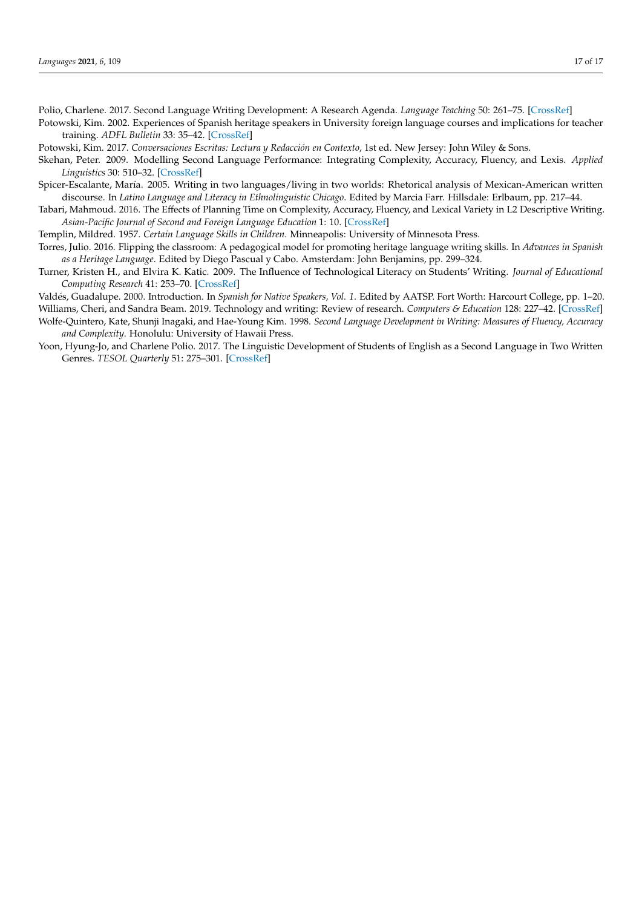Polio, Charlene. 2017. Second Language Writing Development: A Research Agenda. *Language Teaching* 50: 261–75. [CrossRef]

Potowski, Kim. 2002. Experiences of Spanish heritage speakers in University foreign language courses and implications for teacher training. *ADFL Bulletin* 33: 35–42. [CrossRef]

Potowski, Kim. 2017. *Conversaciones Escritas: Lectura y Redacción en Contexto*, 1st ed. New Jersey: John Wiley & Sons.

Skehan, Peter. 2009. Modelling Second Language Performance: Integrating Complexity, Accuracy, Fluency, and Lexis. *Applied Linguistics* 30: 510–32. [CrossRef]

Spicer-Escalante, María. 2005. Writing in two languages/living in two worlds: Rhetorical analysis of Mexican-American written discourse. In *Latino Language and Literacy in Ethnolinguistic Chicago*. Edited by Marcia Farr. Hillsdale: Erlbaum, pp. 217–44.

Tabari, Mahmoud. 2016. The Effects of Planning Time on Complexity, Accuracy, Fluency, and Lexical Variety in L2 Descriptive Writing. *Asian-Pacific Journal of Second and Foreign Language Education* 1: 10. [CrossRef]

Templin, Mildred. 1957. *Certain Language Skills in Children*. Minneapolis: University of Minnesota Press.

Torres, Julio. 2016. Flipping the classroom: A pedagogical model for promoting heritage language writing skills. In *Advances in Spanish as a Heritage Language*. Edited by Diego Pascual y Cabo. Amsterdam: John Benjamins, pp. 299–324.

Turner, Kristen H., and Elvira K. Katic. 2009. The Influence of Technological Literacy on Students' Writing. *Journal of Educational Computing Research* 41: 253–70. [CrossRef]

Valdés, Guadalupe. 2000. Introduction. In *Spanish for Native Speakers, Vol. 1*. Edited by AATSP. Fort Worth: Harcourt College, pp. 1–20.

Williams, Cheri, and Sandra Beam. 2019. Technology and writing: Review of research. *Computers & Education* 128: 227–42. [CrossRef]

Wolfe-Quintero, Kate, Shunji Inagaki, and Hae-Young Kim. 1998. *Second Language Development in Writing: Measures of Fluency, Accuracy and Complexity*. Honolulu: University of Hawaii Press.

Yoon, Hyung-Jo, and Charlene Polio. 2017. The Linguistic Development of Students of English as a Second Language in Two Written Genres. *TESOL Quarterly* 51: 275–301. [CrossRef]